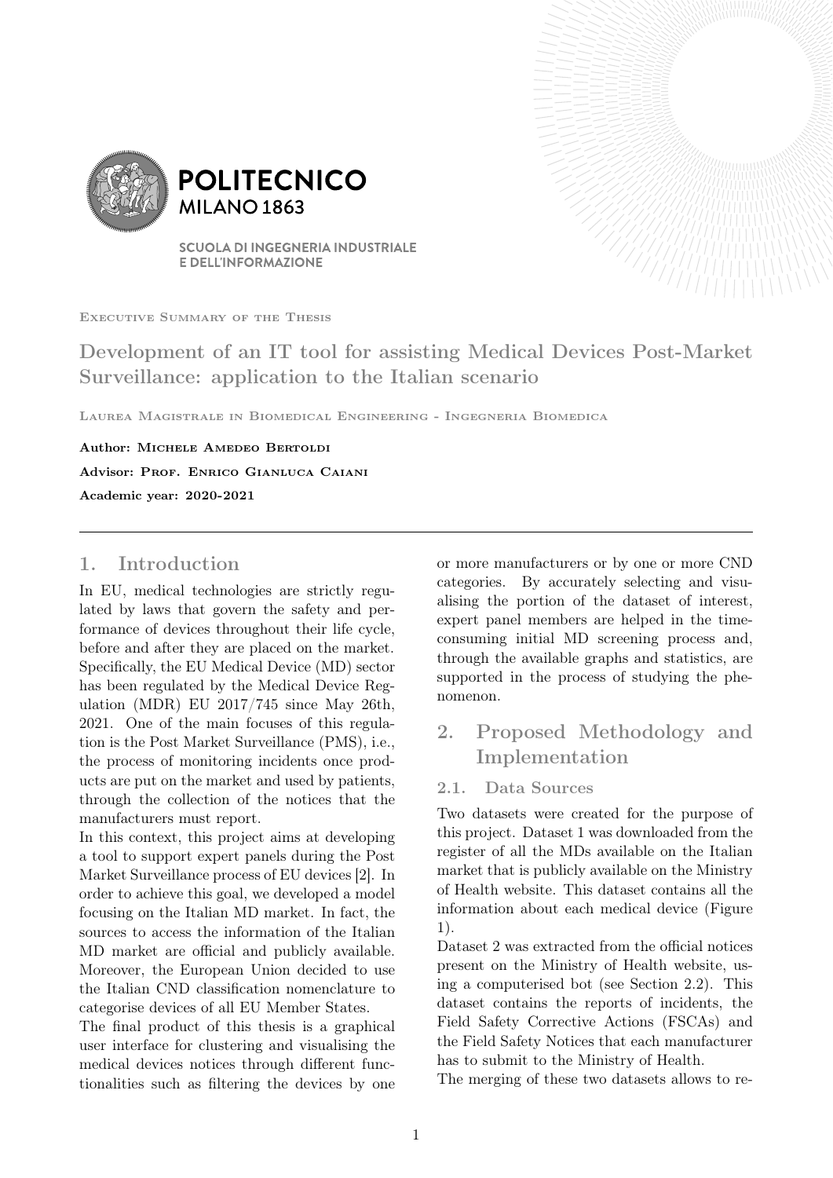POLITECNICO MILANO 1863

SCUOLA DI INGEGNERIA INDUSTRIALE E DELL'INFORMAZIONE

Executive Summary of the Thesis

# Development of an IT tool for assisting Medical Devices Post-Market Surveillance: application to the Italian scenario

Laurea Magistrale in Biomedical Engineering - Ingegneria Biomedica

**Author: Michele Amedeo Bertoldi**

**Advisor: Prof. Enrico Gianluca Caiani**

**Academic year: 2020-2021**

---

## 1. Introduction

In EU, medical technologies are strictly regulated by laws that govern the safety and performance of devices throughout their life cycle, before and after they are placed on the market. Specifically, the EU Medical Device (MD) sector has been regulated by the Medical Device Regulation (MDR) EU 2017/745 since May 26th, 2021. One of the main focuses of this regulation is the Post Market Surveillance (PMS), i.e., the process of monitoring incidents once products are put on the market and used by patients, through the collection of the notices that the manufacturers must report.

In this context, this project aims at developing a tool to support expert panels during the Post Market Surveillance process of EU devices [2]. In order to achieve this goal, we developed a model focusing on the Italian MD market. In fact, the sources to access the information of the Italian MD market are official and publicly available. Moreover, the European Union decided to use the Italian CND classification nomenclature to categorise devices of all EU Member States.

The final product of this thesis is a graphical user interface for clustering and visualising the medical devices notices through different functionalities such as filtering the devices by one or more manufacturers or by one or more CND categories. By accurately selecting and visualising the portion of the dataset of interest, expert panel members are helped in the time-consuming initial MD screening process and, through the available graphs and statistics, are supported in the process of studying the phenomenon.

## 2. Proposed Methodology and Implementation

### 2.1. Data Sources

Two datasets were created for the purpose of this project. Dataset 1 was downloaded from the register of all the MDs available on the Italian market that is publicly available on the Ministry of Health website. This dataset contains all the information about each medical device (Figure 1).

Dataset 2 was extracted from the official notices present on the Ministry of Health website, using a computerised bot (see Section 2.2). This dataset contains the reports of incidents, the Field Safety Corrective Actions (FSCAs) and the Field Safety Notices that each manufacturer has to submit to the Ministry of Health.

The merging of these two datasets allows to re-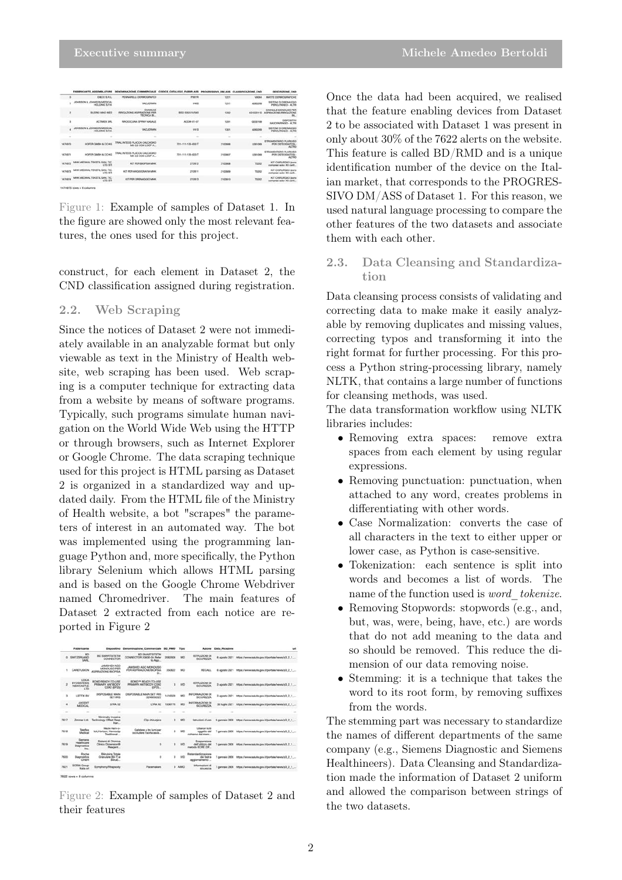Figure 1: Example of samples of Dataset 1. In the figure are showed only the most relevant features, the ones used for this project.

construct, for each element in Dataset 2, the CND classification assigned during registration.

## 2.2. Web Scraping

Since the notices of Dataset 2 were not immediately available in an analyzable format but only viewable as text in the Ministry of Health website, web scraping has been used. Web scraping is a computer technique for extracting data from a website by means of software programs. Typically, such programs simulate human navigation on the World Wide Web using the HTTP or through browsers, such as Internet Explorer or Google Chrome. The data scraping technique used for this project is HTML parsing as Dataset 2 is organized in a standardized way and updated daily. From the HTML file of the Ministry of Health website, a bot "scrapes" the parameters of interest in an automated way. The bot was implemented using the programming language Python and, more specifically, the Python library Selenium which allows HTML parsing and is based on the Google Chrome Webdriver named Chromedriver. The main features of Dataset 2 extracted from each notice are reported in Figure 2

Figure 2: Example of samples of Dataset 2 and their features

Once the data had been acquired, we realised that the feature enabling devices from Dataset 2 to be associated with Dataset 1 was present in only about 30% of the 7622 alerts on the website. This feature is called BD/RMD and is a unique identification number of the device on the Italian market, that corresponds to the PROGRESSIVO DM/ASS of Dataset 1. For this reason, we used natural language processing to compare the other features of the two datasets and associate them with each other.

## 2.3. Data Cleansing and Standardization

Data cleansing process consists of validating and correcting data to make make it easily analyzable by removing duplicates and missing values, correcting typos and transforming it into the right format for further processing. For this process a Python string-processing library, namely NLTK, that contains a large number of functions for cleansing methods, was used.

The data transformation workflow using NLTK libraries includes:

- Removing extra spaces: remove extra spaces from each element by using regular expressions.
- Removing punctuation: punctuation, when attached to any word, creates problems in differentiating with other words.
- Case Normalization: converts the case of all characters in the text to either upper or lower case, as Python is case-sensitive.
- Tokenization: each sentence is split into words and becomes a list of words. The name of the function used is *word_tokenize*.
- Removing Stopwords: stopwords (e.g., and, but, was, were, being, have, etc.) are words that do not add meaning to the data and so should be removed. This reduce the dimension of our data removing noise.
- Stemming: it is a technique that takes the word to its root form, by removing suffixes from the words.

The stemming part was necessary to standardize the names of different departments of the same company (e.g., Siemens Diagnostic and Siemens Healthineers). Data Cleansing and Standardization made the information of Dataset 2 uniform and allowed the comparison between strings of the two datasets.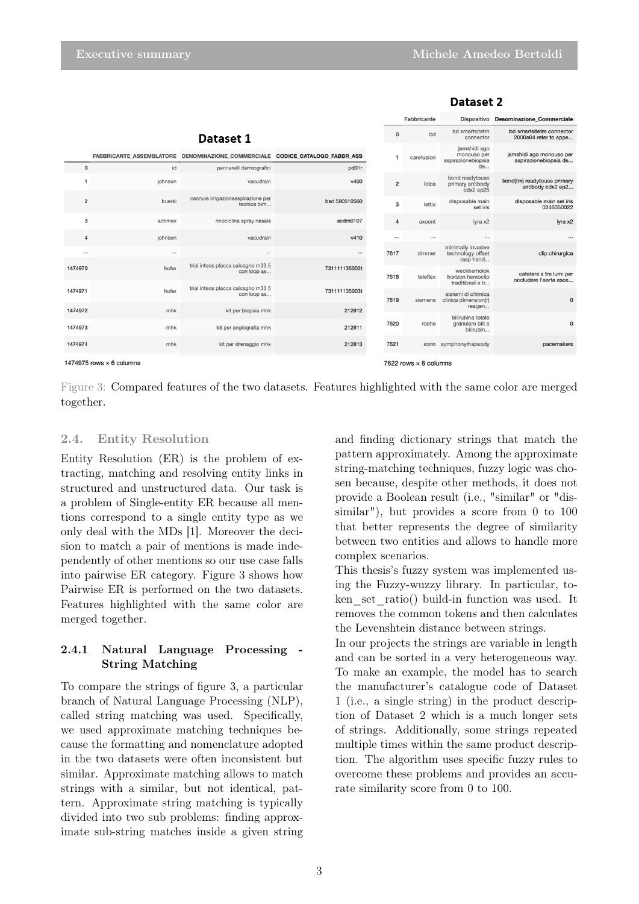**Dataset 1**

| | FABBRICANTE_ASSEMBLATORE | DENOMINAZIONE_COMMERCIALE | CODICE_CATALOGO_FABBR_ASS |
|---|---|---|---|
| 0 | id | pennarelli dermografici | pd01r |
| 1 | johnson | vacudrain | v400 |
| 2 | buerki | cannule irrigazioneaspirazione per tecnica bim... | bsd 500510560 |
| 3 | actimex | rinociclina spray nasale | acdm0107 |
| 4 | johnson | vacudrain | v410 |
| ... | ... | ... | ... |
| 1474970 | hofer | trial inteos placca calcagno m33 5 con loop as... | 731111135002t |
| 1474971 | hofer | trial inteos placca calcagno m33 5 con loop as... | 731111135003t |
| 1474972 | mhk | kit per biopsia mhk | 212812 |
| 1474973 | mhk | kit per angiografia mhk | 212811 |
| 1474974 | mhk | kit per drenaggio mhk | 212813 |

1474975 rows × 6 columns

**Dataset 2**

| | Fabbricante | Dispositivo | Denominazione_Commerciale |
|---|---|---|---|
| 0 | bd | bd smartsitetm connector | bd smartsitetm connector 2000e04 refer to appe... |
| 1 | carefusion | jamshidi ago monouso per aspirazionebiopsia de... | jamshidi ago monouso per aspirazionebiopsia de... |
| 2 | leica | bond readytouse primary antibody cdx2 ep25 | bond(tm) readytouse primary antibody cdx2 ep2... |
| 3 | lettix | disposable main set iris | disposable main set iris 0246050022 |
| 4 | axcent | lyra x2 | lyra x2 |
| ... | ... | ... | ... |
| 7617 | zimmer | minimally invasive technology offset rasp hand... | clip chirurgica |
| 7618 | teleflex | weckhemolok horizon hemoclip traditional e tr... | catetere a tre lumi per occludere l'aorta asce... |
| 7619 | siemens | sistemi di chimica clinica dimension(r) reagen... | 0 |
| 7620 | roche | bilirubina totale granulare bilt e bilirubin... | 0 |
| 7621 | sorin | symphonyrhapsody | pacemakers |

7622 rows × 8 columns

Figure 3: Compared features of the two datasets. Features highlighted with the same color are merged together.

## 2.4. Entity Resolution

Entity Resolution (ER) is the problem of extracting, matching and resolving entity links in structured and unstructured data. Our task is a problem of Single-entity ER because all mentions correspond to a single entity type as we only deal with the MDs [1]. Moreover the decision to match a pair of mentions is made independently of other mentions so our use case falls into pairwise ER category. Figure 3 shows how Pairwise ER is performed on the two datasets. Features highlighted with the same color are merged together.

### 2.4.1 Natural Language Processing - String Matching

To compare the strings of figure 3, a particular branch of Natural Language Processing (NLP), called string matching was used. Specifically, we used approximate matching techniques because the formatting and nomenclature adopted in the two datasets were often inconsistent but similar. Approximate matching allows to match strings with a similar, but not identical, pattern. Approximate string matching is typically divided into two sub problems: finding approximate sub-string matches inside a given string and finding dictionary strings that match the pattern approximately. Among the approximate string-matching techniques, fuzzy logic was chosen because, despite other methods, it does not provide a Boolean result (i.e., "similar" or "dissimilar"), but provides a score from 0 to 100 that better represents the degree of similarity between two entities and allows to handle more complex scenarios.

This thesis's fuzzy system was implemented using the Fuzzy-wuzzy library. In particular, token_set_ratio() build-in function was used. It removes the common tokens and then calculates the Levenshtein distance between strings.

In our projects the strings are variable in length and can be sorted in a very heterogeneous way. To make an example, the model has to search the manufacturer's catalogue code of Dataset 1 (i.e., a single string) in the product description of Dataset 2 which is a much longer sets of strings. Additionally, some strings repeated multiple times within the same product description. The algorithm uses specific fuzzy rules to overcome these problems and provides an accurate similarity score from 0 to 100.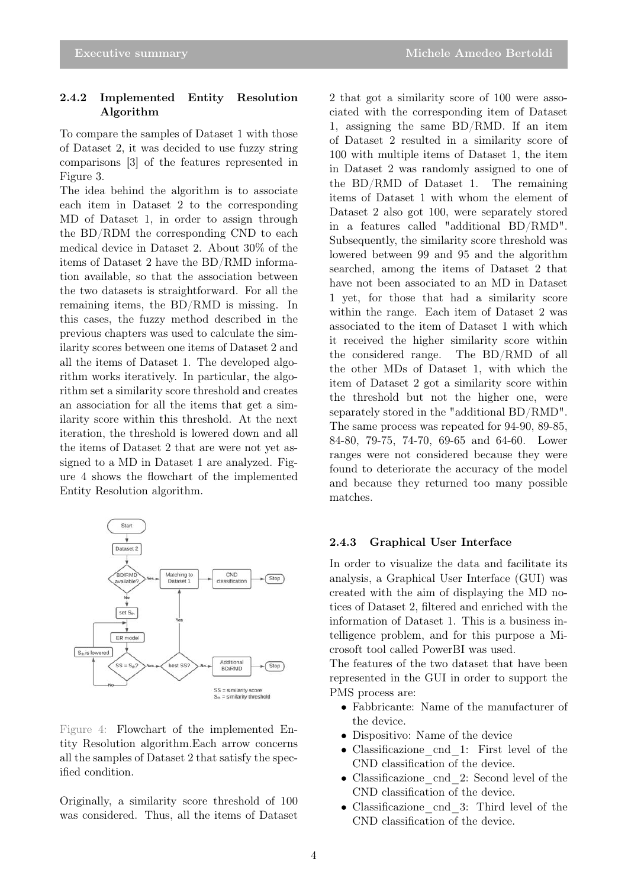### 2.4.2 Implemented Entity Resolution Algorithm

To compare the samples of Dataset 1 with those of Dataset 2, it was decided to use fuzzy string comparisons [3] of the features represented in Figure 3.

The idea behind the algorithm is to associate each item in Dataset 2 to the corresponding MD of Dataset 1, in order to assign through the BD/RDM the corresponding CND to each medical device in Dataset 2. About 30% of the items of Dataset 2 have the BD/RMD information available, so that the association between the two datasets is straightforward. For all the remaining items, the BD/RMD is missing. In this cases, the fuzzy method described in the previous chapters was used to calculate the similarity scores between one items of Dataset 2 and all the items of Dataset 1. The developed algorithm works iteratively. In particular, the algorithm set a similarity score threshold and creates an association for all the items that get a similarity score within this threshold. At the next iteration, the threshold is lowered down and all the items of Dataset 2 that are were not yet assigned to a MD in Dataset 1 are analyzed. Figure 4 shows the flowchart of the implemented Entity Resolution algorithm.

Figure 4: Flowchart of the implemented Entity Resolution algorithm.Each arrow concerns all the samples of Dataset 2 that satisfy the specified condition.

Originally, a similarity score threshold of 100 was considered. Thus, all the items of Dataset 2 that got a similarity score of 100 were associated with the corresponding item of Dataset 1, assigning the same BD/RMD. If an item of Dataset 2 resulted in a similarity score of 100 with multiple items of Dataset 1, the item in Dataset 2 was randomly assigned to one of the BD/RMD of Dataset 1. The remaining items of Dataset 1 with whom the element of Dataset 2 also got 100, were separately stored in a features called "additional BD/RMD". Subsequently, the similarity score threshold was lowered between 99 and 95 and the algorithm searched, among the items of Dataset 2 that have not been associated to an MD in Dataset 1 yet, for those that had a similarity score within the range. Each item of Dataset 2 was associated to the item of Dataset 1 with which it received the higher similarity score within the considered range. The BD/RMD of all the other MDs of Dataset 1, with which the item of Dataset 2 got a similarity score within the threshold but not the higher one, were separately stored in the "additional BD/RMD". The same process was repeated for 94-90, 89-85, 84-80, 79-75, 74-70, 69-65 and 64-60. Lower ranges were not considered because they were found to deteriorate the accuracy of the model and because they returned too many possible matches.

### 2.4.3 Graphical User Interface

In order to visualize the data and facilitate its analysis, a Graphical User Interface (GUI) was created with the aim of displaying the MD notices of Dataset 2, filtered and enriched with the information of Dataset 1. This is a business intelligence problem, and for this purpose a Microsoft tool called PowerBI was used.

The features of the two dataset that have been represented in the GUI in order to support the PMS process are:

- Fabbricante: Name of the manufacturer of the device.
- Dispositivo: Name of the device
- Classificazione_cnd_1: First level of the CND classification of the device.
- Classificazione_cnd_2: Second level of the CND classification of the device.
- Classificazione_cnd_3: Third level of the CND classification of the device.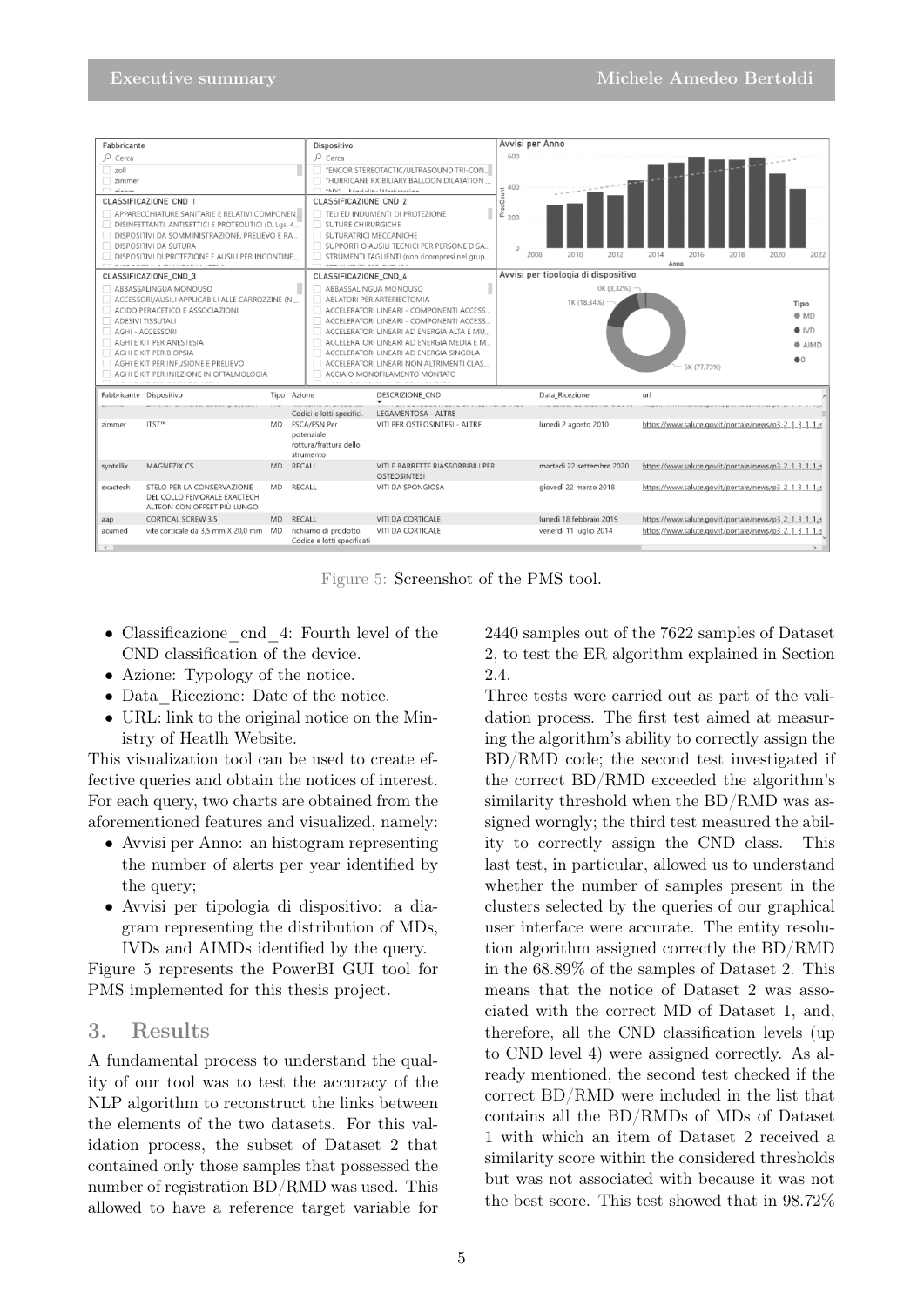Figure 5: Screenshot of the PMS tool.

- Classificazione_cnd_4: Fourth level of the CND classification of the device.
- Azione: Typology of the notice.
- Data_Ricezione: Date of the notice.
- URL: link to the original notice on the Ministry of Heatlh Website.

This visualization tool can be used to create effective queries and obtain the notices of interest. For each query, two charts are obtained from the aforementioned features and visualized, namely:

- Avvisi per Anno: an histogram representing the number of alerts per year identified by the query;
- Avvisi per tipologia di dispositivo: a diagram representing the distribution of MDs, IVDs and AIMDs identified by the query.

Figure 5 represents the PowerBI GUI tool for PMS implemented for this thesis project.

## 3. Results

A fundamental process to understand the quality of our tool was to test the accuracy of the NLP algorithm to reconstruct the links between the elements of the two datasets. For this validation process, the subset of Dataset 2 that contained only those samples that possessed the number of registration BD/RMD was used. This allowed to have a reference target variable for 2440 samples out of the 7622 samples of Dataset 2, to test the ER algorithm explained in Section 2.4.

Three tests were carried out as part of the validation process. The first test aimed at measuring the algorithm's ability to correctly assign the BD/RMD code; the second test investigated if the correct BD/RMD exceeded the algorithm's similarity threshold when the BD/RMD was assigned worngly; the third test measured the ability to correctly assign the CND class. This last test, in particular, allowed us to understand whether the number of samples present in the clusters selected by the queries of our graphical user interface were accurate. The entity resolution algorithm assigned correctly the BD/RMD in the 68.89% of the samples of Dataset 2. This means that the notice of Dataset 2 was associated with the correct MD of Dataset 1, and, therefore, all the CND classification levels (up to CND level 4) were assigned correctly. As already mentioned, the second test checked if the correct BD/RMD were included in the list that contains all the BD/RMDs of MDs of Dataset 1 with which an item of Dataset 2 received a similarity score within the considered thresholds but was not associated with because it was not the best score. This test showed that in 98.72%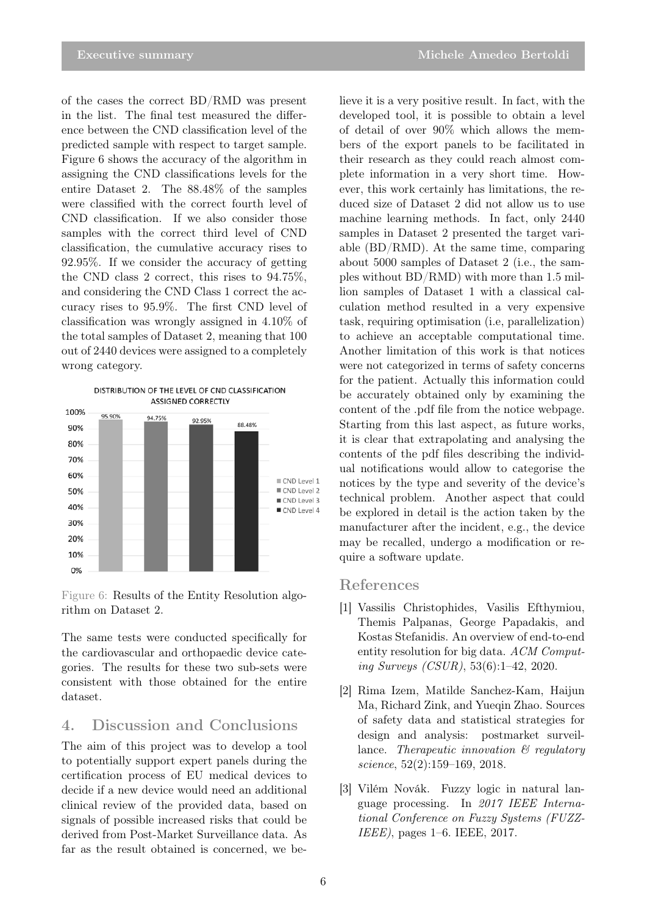of the cases the correct BD/RMD was present in the list. The final test measured the difference between the CND classification level of the predicted sample with respect to target sample. Figure 6 shows the accuracy of the algorithm in assigning the CND classifications levels for the entire Dataset 2. The 88.48% of the samples were classified with the correct fourth level of CND classification. If we also consider those samples with the correct third level of CND classification, the cumulative accuracy rises to 92.95%. If we consider the accuracy of getting the CND class 2 correct, this rises to 94.75%, and considering the CND Class 1 correct the accuracy rises to 95.9%. The first CND level of classification was wrongly assigned in 4.10% of the total samples of Dataset 2, meaning that 100 out of 2440 devices were assigned to a completely wrong category.

DISTRIBUTION OF THE LEVEL OF CND CLASSIFICATION ASSIGNED CORRECTLY

100%
90%
80%
70%
60%
50%
40%
30%
20%
10%
0%

95.90%
94.75%
92.95%
88.48%

CND Level 1
CND Level 2
CND Level 3
CND Level 4

Figure 6: Results of the Entity Resolution algorithm on Dataset 2.

The same tests were conducted specifically for the cardiovascular and orthopaedic device categories. The results for these two sub-sets were consistent with those obtained for the entire dataset.

## 4. Discussion and Conclusions

The aim of this project was to develop a tool to potentially support expert panels during the certification process of EU medical devices to decide if a new device would need an additional clinical review of the provided data, based on signals of possible increased risks that could be derived from Post-Market Surveillance data. As far as the result obtained is concerned, we believe it is a very positive result. In fact, with the developed tool, it is possible to obtain a level of detail of over 90% which allows the members of the export panels to be facilitated in their research as they could reach almost complete information in a very short time. However, this work certainly has limitations, the reduced size of Dataset 2 did not allow us to use machine learning methods. In fact, only 2440 samples in Dataset 2 presented the target variable (BD/RMD). At the same time, comparing about 5000 samples of Dataset 2 (i.e., the samples without BD/RMD) with more than 1.5 million samples of Dataset 1 with a classical calculation method resulted in a very expensive task, requiring optimisation (i.e, parallelization) to achieve an acceptable computational time. Another limitation of this work is that notices were not categorized in terms of safety concerns for the patient. Actually this information could be accurately obtained only by examining the content of the .pdf file from the notice webpage. Starting from this last aspect, as future works, it is clear that extrapolating and analysing the contents of the pdf files describing the individual notifications would allow to categorise the notices by the type and severity of the device's technical problem. Another aspect that could be explored in detail is the action taken by the manufacturer after the incident, e.g., the device may be recalled, undergo a modification or require a software update.

## References

[1] Vassilis Christophides, Vasilis Efthymiou, Themis Palpanas, George Papadakis, and Kostas Stefanidis. An overview of end-to-end entity resolution for big data. *ACM Computing Surveys (CSUR)*, 53(6):1–42, 2020.

[2] Rima Izem, Matilde Sanchez-Kam, Haijun Ma, Richard Zink, and Yueqin Zhao. Sources of safety data and statistical strategies for design and analysis: postmarket surveillance. *Therapeutic innovation & regulatory science*, 52(2):159–169, 2018.

[3] Vilém Novák. Fuzzy logic in natural language processing. In *2017 IEEE International Conference on Fuzzy Systems (FUZZ-IEEE)*, pages 1–6. IEEE, 2017.